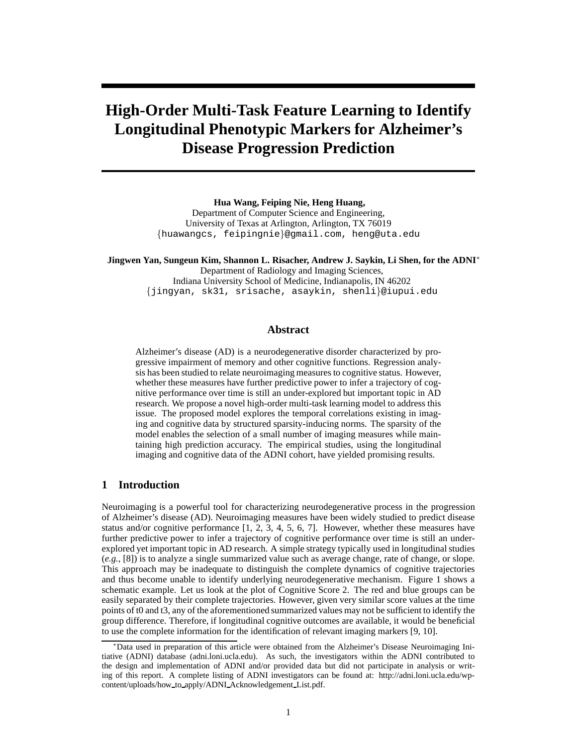# High-Order Multi-Task Feature Learning to Identify Longitudinal Phenotypic Markers for Alzheimer's Disease Progression Prediction

**Hua Wang, Feiping Nie, Heng Huang,**
Department of Computer Science and Engineering,
University of Texas at Arlington, Arlington, TX 76019
{huawangcs, feipingnie}@gmail.com, heng@uta.edu

**Jingwen Yan, Sungeun Kim, Shannon L. Risacher, Andrew J. Saykin, Li Shen, for the ADNI***
Department of Radiology and Imaging Sciences,
Indiana University School of Medicine, Indianapolis, IN 46202
{jingyan, sk31, srisache, asaykin, shenli}@iupui.edu

## Abstract

Alzheimer's disease (AD) is a neurodegenerative disorder characterized by progressive impairment of memory and other cognitive functions. Regression analysis has been studied to relate neuroimaging measures to cognitive status. However, whether these measures have further predictive power to infer a trajectory of cognitive performance over time is still an under-explored but important topic in AD research. We propose a novel high-order multi-task learning model to address this issue. The proposed model explores the temporal correlations existing in imaging and cognitive data by structured sparsity-inducing norms. The sparsity of the model enables the selection of a small number of imaging measures while maintaining high prediction accuracy. The empirical studies, using the longitudinal imaging and cognitive data of the ADNI cohort, have yielded promising results.

## 1 Introduction

Neuroimaging is a powerful tool for characterizing neurodegenerative process in the progression of Alzheimer's disease (AD). Neuroimaging measures have been widely studied to predict disease status and/or cognitive performance [1, 2, 3, 4, 5, 6, 7]. However, whether these measures have further predictive power to infer a trajectory of cognitive performance over time is still an under-explored yet important topic in AD research. A simple strategy typically used in longitudinal studies (*e.g.*, [8]) is to analyze a single summarized value such as average change, rate of change, or slope. This approach may be inadequate to distinguish the complete dynamics of cognitive trajectories and thus become unable to identify underlying neurodegenerative mechanism. Figure 1 shows a schematic example. Let us look at the plot of Cognitive Score 2. The red and blue groups can be easily separated by their complete trajectories. However, given very similar score values at the time points of t0 and t3, any of the aforementioned summarized values may not be sufficient to identify the group difference. Therefore, if longitudinal cognitive outcomes are available, it would be beneficial to use the complete information for the identification of relevant imaging markers [9, 10].

*Data used in preparation of this article were obtained from the Alzheimer's Disease Neuroimaging Initiative (ADNI) database (adni.loni.ucla.edu). As such, the investigators within the ADNI contributed to the design and implementation of ADNI and/or provided data but did not participate in analysis or writing of this report. A complete listing of ADNI investigators can be found at: http://adni.loni.ucla.edu/wp-content/uploads/how_to_apply/ADNI_Acknowledgement_List.pdf.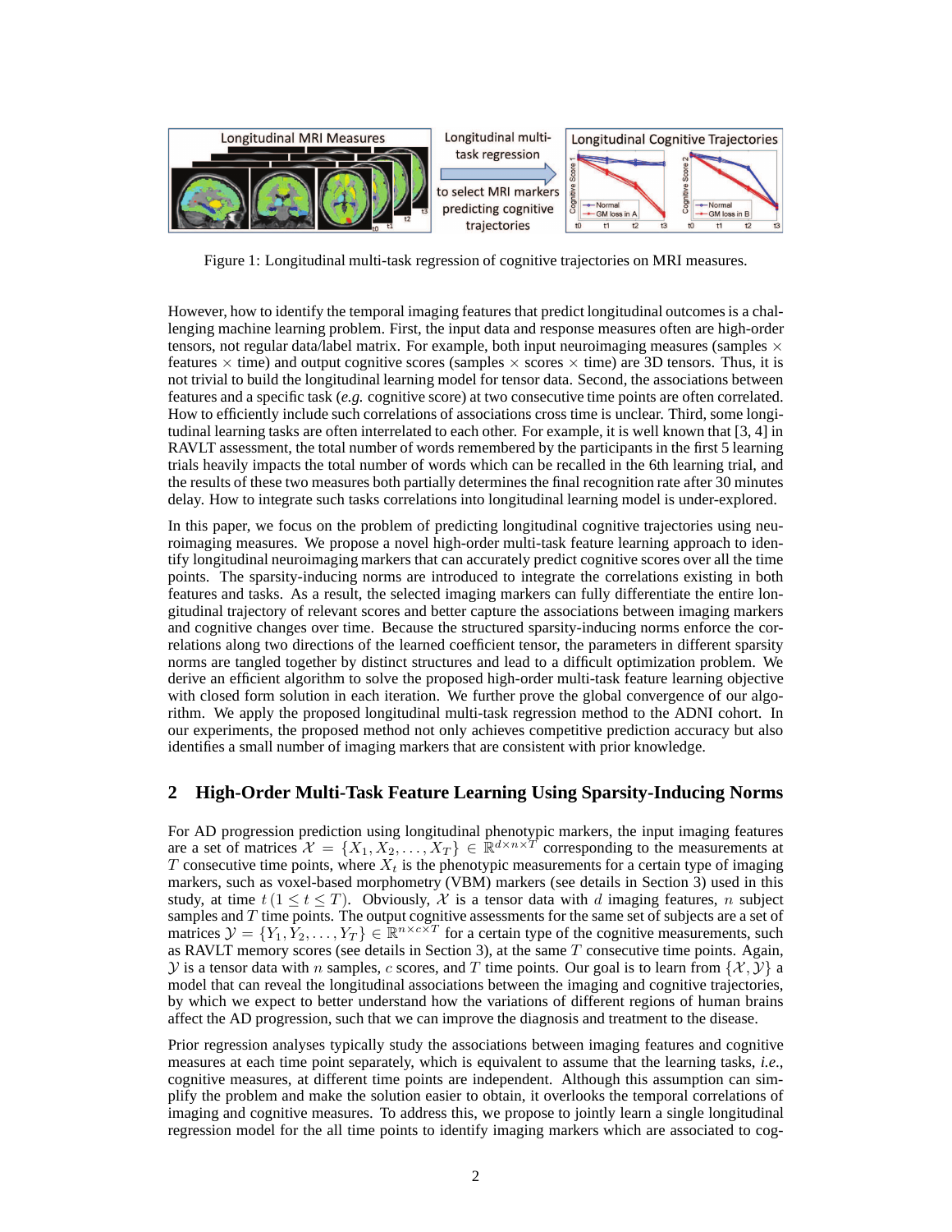Figure 1: Longitudinal multi-task regression of cognitive trajectories on MRI measures.

However, how to identify the temporal imaging features that predict longitudinal outcomes is a challenging machine learning problem. First, the input data and response measures often are high-order tensors, not regular data/label matrix. For example, both input neuroimaging measures (samples $\times$ features $\times$ time) and output cognitive scores (samples $\times$ scores $\times$ time) are 3D tensors. Thus, it is not trivial to build the longitudinal learning model for tensor data. Second, the associations between features and a specific task (*e.g.* cognitive score) at two consecutive time points are often correlated. How to efficiently include such correlations of associations cross time is unclear. Third, some longitudinal learning tasks are often interrelated to each other. For example, it is well known that [3, 4] in RAVLT assessment, the total number of words remembered by the participants in the first 5 learning trials heavily impacts the total number of words which can be recalled in the 6th learning trial, and the results of these two measures both partially determines the final recognition rate after 30 minutes delay. How to integrate such tasks correlations into longitudinal learning model is under-explored.

In this paper, we focus on the problem of predicting longitudinal cognitive trajectories using neuroimaging measures. We propose a novel high-order multi-task feature learning approach to identify longitudinal neuroimaging markers that can accurately predict cognitive scores over all the time points. The sparsity-inducing norms are introduced to integrate the correlations existing in both features and tasks. As a result, the selected imaging markers can fully differentiate the entire longitudinal trajectory of relevant scores and better capture the associations between imaging markers and cognitive changes over time. Because the structured sparsity-inducing norms enforce the correlations along two directions of the learned coefficient tensor, the parameters in different sparsity norms are tangled together by distinct structures and lead to a difficult optimization problem. We derive an efficient algorithm to solve the proposed high-order multi-task feature learning objective with closed form solution in each iteration. We further prove the global convergence of our algorithm. We apply the proposed longitudinal multi-task regression method to the ADNI cohort. In our experiments, the proposed method not only achieves competitive prediction accuracy but also identifies a small number of imaging markers that are consistent with prior knowledge.

## 2 High-Order Multi-Task Feature Learning Using Sparsity-Inducing Norms

For AD progression prediction using longitudinal phenotypic markers, the input imaging features are a set of matrices $\mathcal{X} = \{X_1, X_2, \ldots, X_T\} \in \mathbb{R}^{d \times n \times T}$ corresponding to the measurements at $T$ consecutive time points, where $X_t$ is the phenotypic measurements for a certain type of imaging markers, such as voxel-based morphometry (VBM) markers (see details in Section 3) used in this study, at time $t \, (1 \leq t \leq T)$. Obviously, $\mathcal{X}$ is a tensor data with $d$ imaging features, $n$ subject samples and $T$ time points. The output cognitive assessments for the same set of subjects are a set of matrices $\mathcal{Y} = \{Y_1, Y_2, \ldots, Y_T\} \in \mathbb{R}^{n \times c \times T}$ for a certain type of the cognitive measurements, such as RAVLT memory scores (see details in Section 3), at the same $T$ consecutive time points. Again, $\mathcal{Y}$ is a tensor data with $n$ samples, $c$ scores, and $T$ time points. Our goal is to learn from $\{\mathcal{X}, \mathcal{Y}\}$ a model that can reveal the longitudinal associations between the imaging and cognitive trajectories, by which we expect to better understand how the variations of different regions of human brains affect the AD progression, such that we can improve the diagnosis and treatment to the disease.

Prior regression analyses typically study the associations between imaging features and cognitive measures at each time point separately, which is equivalent to assume that the learning tasks, *i.e.*, cognitive measures, at different time points are independent. Although this assumption can simplify the problem and make the solution easier to obtain, it overlooks the temporal correlations of imaging and cognitive measures. To address this, we propose to jointly learn a single longitudinal regression model for the all time points to identify imaging markers which are associated to cog-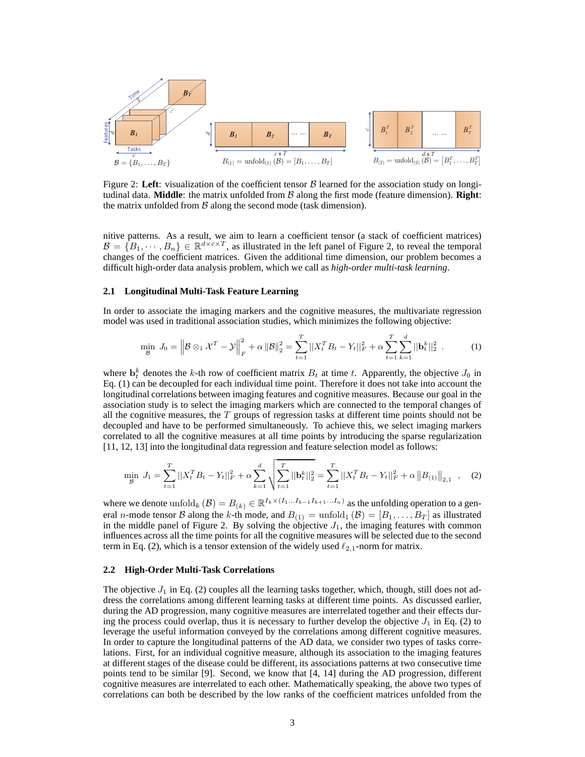Figure 2: **Left**: visualization of the coefficient tensor $\mathcal{B}$ learned for the association study on longitudinal data. **Middle**: the matrix unfolded from $\mathcal{B}$ along the first mode (feature dimension). **Right**: the matrix unfolded from $\mathcal{B}$ along the second mode (task dimension).

nitive patterns. As a result, we aim to learn a coefficient tensor (a stack of coefficient matrices) $\mathcal{B} = \{B_1, \cdots, B_n\} \in \mathbb{R}^{d \times c \times T}$, as illustrated in the left panel of Figure 2, to reveal the temporal changes of the coefficient matrices. Given the additional time dimension, our problem becomes a difficult high-order data analysis problem, which we call as *high-order multi-task learning*.

### 2.1 Longitudinal Multi-Task Feature Learning

In order to associate the imaging markers and the cognitive measures, the multivariate regression model was used in traditional association studies, which minimizes the following objective:

$$\min_{\mathcal{B}} \; J_0 = \left\| \mathcal{B} \otimes_1 \mathcal{X}^T - \mathcal{Y} \right\|_F^2 + \alpha \left\| \mathcal{B} \right\|_2^2 = \sum_{t=1}^{T} ||X_t^T B_t - Y_t||_F^2 + \alpha \sum_{t=1}^{T} \sum_{k=1}^{d} ||\mathbf{b}_t^k||_2^2 \; . \qquad (1)$$

where $\mathbf{b}_t^k$ denotes the $k$-th row of coefficient matrix $B_t$ at time $t$. Apparently, the objective $J_0$ in Eq. (1) can be decoupled for each individual time point. Therefore it does not take into account the longitudinal correlations between imaging features and cognitive measures. Because our goal in the association study is to select the imaging markers which are connected to the temporal changes of all the cognitive measures, the $T$ groups of regression tasks at different time points should not be decoupled and have to be performed simultaneously. To achieve this, we select imaging markers correlated to all the cognitive measures at all time points by introducing the sparse regularization [11, 12, 13] into the longitudinal data regression and feature selection model as follows:

$$\min_{\mathcal{B}} \; J_1 = \sum_{t=1}^{T} ||X_t^T B_t - Y_t||_F^2 + \alpha \sum_{k=1}^{d} \sqrt{\sum_{t=1}^{T} ||\mathbf{b}_t^k||_2^2} = \sum_{t=1}^{T} ||X_t^T B_t - Y_t||_F^2 + \alpha \left\| B_{(1)} \right\|_{2,1} \; , \qquad (2)$$

where we denote $\text{unfold}_k(\mathcal{B}) = B_{(k)} \in \mathbb{R}^{I_k \times (I_1 \ldots I_{k-1} I_{k+1} \ldots I_n)}$ as the unfolding operation to a general $n$-mode tensor $\mathcal{B}$ along the $k$-th mode, and $B_{(1)} = \text{unfold}_1(\mathcal{B}) = [B_1, \ldots, B_T]$ as illustrated in the middle panel of Figure 2. By solving the objective $J_1$, the imaging features with common influences across all the time points for all the cognitive measures will be selected due to the second term in Eq. (2), which is a tensor extension of the widely used $\ell_{2,1}$-norm for matrix.

### 2.2 High-Order Multi-Task Correlations

The objective $J_1$ in Eq. (2) couples all the learning tasks together, which, though, still does not address the correlations among different learning tasks at different time points. As discussed earlier, during the AD progression, many cognitive measures are interrelated together and their effects during the process could overlap, thus it is necessary to further develop the objective $J_1$ in Eq. (2) to leverage the useful information conveyed by the correlations among different cognitive measures. In order to capture the longitudinal patterns of the AD data, we consider two types of tasks correlations. First, for an individual cognitive measure, although its association to the imaging features at different stages of the disease could be different, its associations patterns at two consecutive time points tend to be similar [9]. Second, we know that [4, 14] during the AD progression, different cognitive measures are interrelated to each other. Mathematically speaking, the above two types of correlations can both be described by the low ranks of the coefficient matrices unfolded from the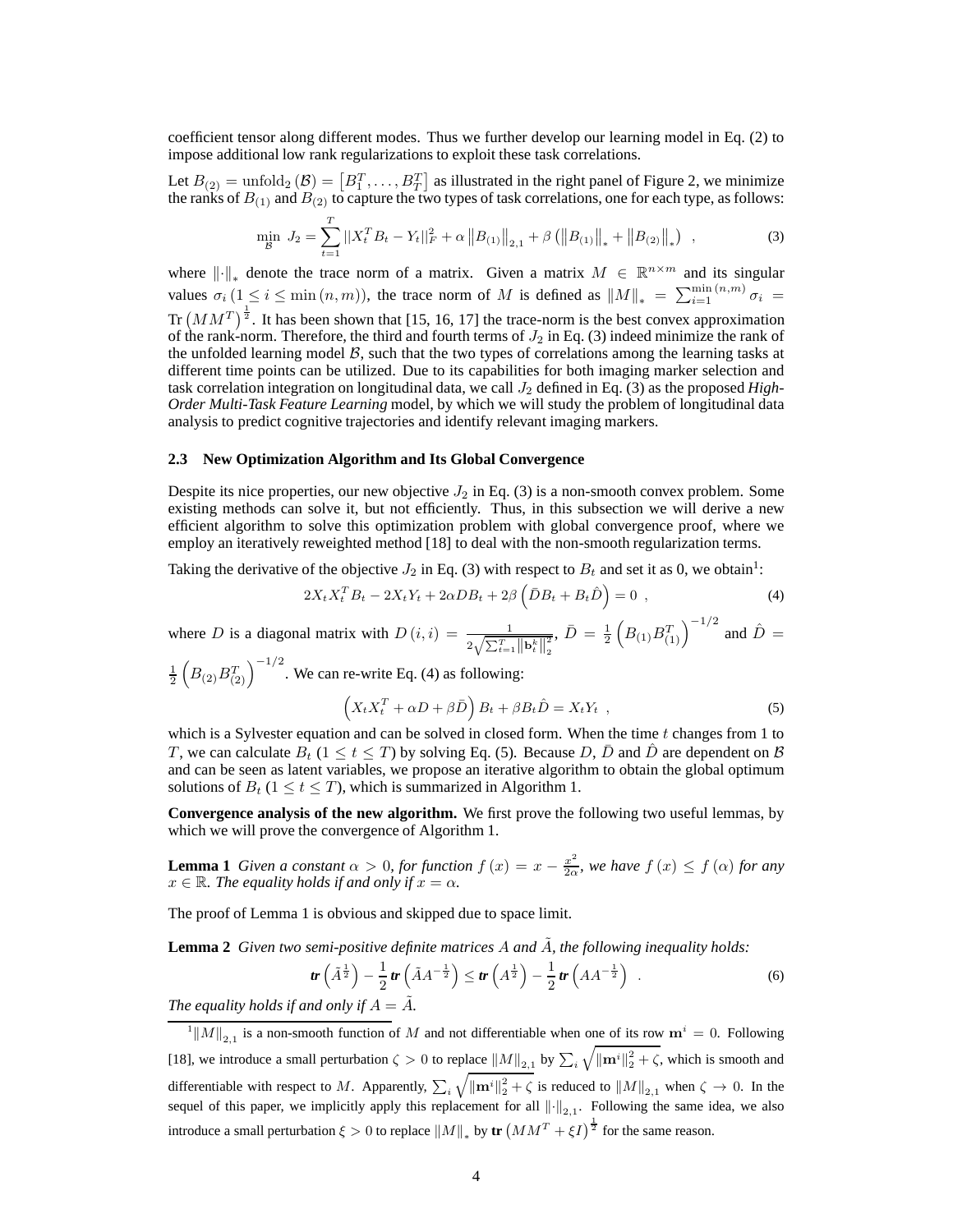coefficient tensor along different modes. Thus we further develop our learning model in Eq. (2) to impose additional low rank regularizations to exploit these task correlations.

Let $B_{(2)} = \text{unfold}_2(\mathcal{B}) = \left[B_1^T, \ldots, B_T^T\right]$ as illustrated in the right panel of Figure 2, we minimize the ranks of $B_{(1)}$ and $B_{(2)}$ to capture the two types of task correlations, one for each type, as follows:

$$\min_{\mathcal{B}} \; J_2 = \sum_{t=1}^{T} ||X_t^T B_t - Y_t||_F^2 + \alpha \left\|B_{(1)}\right\|_{2,1} + \beta \left(\left\|B_{(1)}\right\|_* + \left\|B_{(2)}\right\|_*\right) \;, \tag{3}$$

where $\|\cdot\|_*$ denote the trace norm of a matrix. Given a matrix $M \in \mathbb{R}^{n \times m}$ and its singular values $\sigma_i \, (1 \leq i \leq \min(n, m))$, the trace norm of $M$ is defined as $\|M\|_* = \sum_{i=1}^{\min(n,m)} \sigma_i = \text{Tr}\left(MM^T\right)^{\frac{1}{2}}$. It has been shown that [15, 16, 17] the trace-norm is the best convex approximation of the rank-norm. Therefore, the third and fourth terms of $J_2$ in Eq. (3) indeed minimize the rank of the unfolded learning model $\mathcal{B}$, such that the two types of correlations among the learning tasks at different time points can be utilized. Due to its capabilities for both imaging marker selection and task correlation integration on longitudinal data, we call $J_2$ defined in Eq. (3) as the proposed *High-Order Multi-Task Feature Learning* model, by which we will study the problem of longitudinal data analysis to predict cognitive trajectories and identify relevant imaging markers.

### 2.3 New Optimization Algorithm and Its Global Convergence

Despite its nice properties, our new objective $J_2$ in Eq. (3) is a non-smooth convex problem. Some existing methods can solve it, but not efficiently. Thus, in this subsection we will derive a new efficient algorithm to solve this optimization problem with global convergence proof, where we employ an iteratively reweighted method [18] to deal with the non-smooth regularization terms.

Taking the derivative of the objective $J_2$ in Eq. (3) with respect to $B_t$ and set it as 0, we obtain[1]:

$$2X_t X_t^T B_t - 2X_t Y_t + 2\alpha D B_t + 2\beta\left(\bar{D} B_t + B_t \hat{D}\right) = 0 \;, \tag{4}$$

where $D$ is a diagonal matrix with $D(i,i) = \frac{1}{2\sqrt{\sum_{t=1}^{T} \left\|\mathbf{b}_t^k\right\|_2^2}}$, $\bar{D} = \frac{1}{2}\left(B_{(1)} B_{(1)}^T\right)^{-1/2}$ and $\hat{D} = \frac{1}{2}\left(B_{(2)} B_{(2)}^T\right)^{-1/2}$. We can re-write Eq. (4) as following:

$$\left(X_t X_t^T + \alpha D + \beta \bar{D}\right) B_t + \beta B_t \hat{D} = X_t Y_t \;, \tag{5}$$

which is a Sylvester equation and can be solved in closed form. When the time $t$ changes from 1 to $T$, we can calculate $B_t$ $(1 \leq t \leq T)$ by solving Eq. (5). Because $D$, $\bar{D}$ and $\hat{D}$ are dependent on $\mathcal{B}$ and can be seen as latent variables, we propose an iterative algorithm to obtain the global optimum solutions of $B_t$ $(1 \leq t \leq T)$, which is summarized in Algorithm 1.

**Convergence analysis of the new algorithm.** We first prove the following two useful lemmas, by which we will prove the convergence of Algorithm 1.

**Lemma 1** *Given a constant $\alpha > 0$, for function $f(x) = x - \frac{x^2}{2\alpha}$, we have $f(x) \leq f(\alpha)$ for any $x \in \mathbb{R}$. The equality holds if and only if $x = \alpha$.*

The proof of Lemma 1 is obvious and skipped due to space limit.

**Lemma 2** *Given two semi-positive definite matrices $A$ and $\tilde{A}$, the following inequality holds:*

$$\textbf{tr}\left(\tilde{A}^{\frac{1}{2}}\right) - \frac{1}{2}\textbf{tr}\left(\tilde{A}A^{-\frac{1}{2}}\right) \leq \textbf{tr}\left(A^{\frac{1}{2}}\right) - \frac{1}{2}\textbf{tr}\left(AA^{-\frac{1}{2}}\right) \;. \tag{6}$$

*The equality holds if and only if $A = \tilde{A}$.*

---

[1] $\|M\|_{2,1}$ is a non-smooth function of $M$ and not differentiable when one of its row $\mathbf{m}^i = 0$. Following [18], we introduce a small perturbation $\zeta > 0$ to replace $\|M\|_{2,1}$ by $\sum_i \sqrt{\|\mathbf{m}^i\|_2^2 + \zeta}$, which is smooth and differentiable with respect to $M$. Apparently, $\sum_i \sqrt{\|\mathbf{m}^i\|_2^2 + \zeta}$ is reduced to $\|M\|_{2,1}$ when $\zeta \to 0$. In the sequel of this paper, we implicitly apply this replacement for all $\|\cdot\|_{2,1}$. Following the same idea, we also introduce a small perturbation $\xi > 0$ to replace $\|M\|_*$ by $\textbf{tr}\left(MM^T + \xi I\right)^{\frac{1}{2}}$ for the same reason.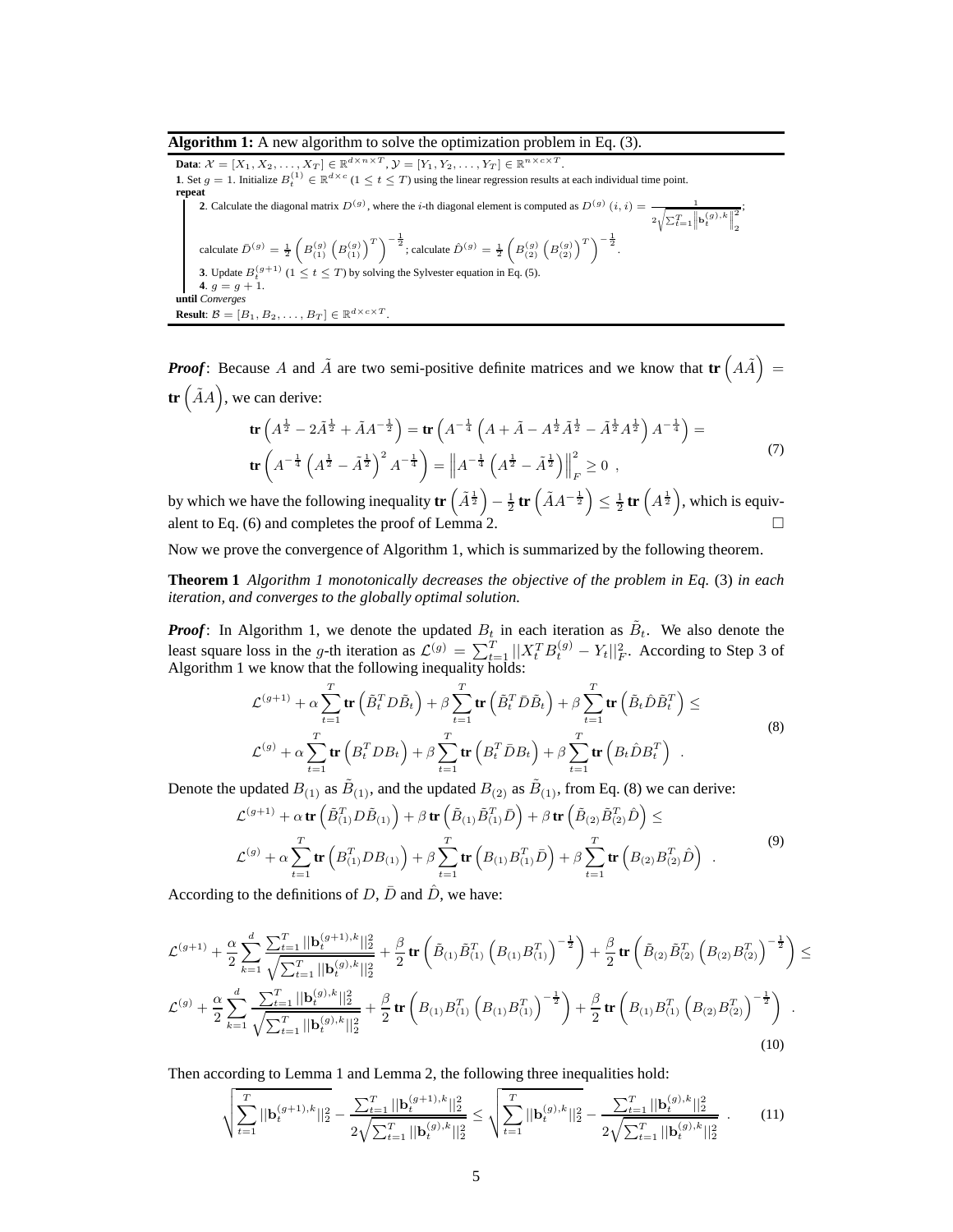**Algorithm 1:** A new algorithm to solve the optimization problem in Eq. (3).

**Data**: $\mathcal{X} = [X_1, X_2, \ldots, X_T] \in \mathbb{R}^{d \times n \times T}$, $\mathcal{Y} = [Y_1, Y_2, \ldots, Y_T] \in \mathbb{R}^{n \times c \times T}$.

**1**. Set $g = 1$. Initialize $B_t^{(1)} \in \mathbb{R}^{d \times c}$ $(1 \leq t \leq T)$ using the linear regression results at each individual time point.

**repeat**

**2**. Calculate the diagonal matrix $D^{(g)}$, where the $i$-th diagonal element is computed as $D^{(g)}(i,i) = \frac{1}{2\sqrt{\sum_{t=1}^{T} \left\| \mathbf{b}_t^{(g),k} \right\|_2^2}}$;

calculate $\bar{D}^{(g)} = \frac{1}{2}\left( B_{(1)}^{(g)} \left( B_{(1)}^{(g)} \right)^T \right)^{-\frac{1}{2}}$; calculate $\hat{D}^{(g)} = \frac{1}{2}\left( B_{(2)}^{(g)} \left( B_{(2)}^{(g)} \right)^T \right)^{-\frac{1}{2}}$.

**3**. Update $B_t^{(g+1)}$ $(1 \leq t \leq T)$ by solving the Sylvester equation in Eq. (5).

**4**. $g = g + 1$.

**until** *Converges*

**Result**: $\mathcal{B} = [B_1, B_2, \ldots, B_T] \in \mathbb{R}^{d \times c \times T}$.

***Proof***: Because $A$ and $\tilde{A}$ are two semi-positive definite matrices and we know that $\mathbf{tr}\left(A\tilde{A}\right) = \mathbf{tr}\left(\tilde{A}A\right)$, we can derive:

$$
\begin{aligned}
&\mathbf{tr}\left(A^{\frac{1}{2}} - 2\tilde{A}^{\frac{1}{2}} + \tilde{A}A^{-\frac{1}{2}}\right) = \mathbf{tr}\left(A^{-\frac{1}{4}}\left(A + \tilde{A} - A^{\frac{1}{2}}\tilde{A}^{\frac{1}{2}} - \tilde{A}^{\frac{1}{2}}A^{\frac{1}{2}}\right)A^{-\frac{1}{4}}\right) = \\
&\mathbf{tr}\left(A^{-\frac{1}{4}}\left(A^{\frac{1}{2}} - \tilde{A}^{\frac{1}{2}}\right)^2 A^{-\frac{1}{4}}\right) = \left\|A^{-\frac{1}{4}}\left(A^{\frac{1}{2}} - \tilde{A}^{\frac{1}{2}}\right)\right\|_F^2 \geq 0 \ ,
\end{aligned} \tag{7}
$$

by which we have the following inequality $\mathbf{tr}\left(\tilde{A}^{\frac{1}{2}}\right) - \frac{1}{2}\mathbf{tr}\left(\tilde{A}A^{-\frac{1}{2}}\right) \leq \frac{1}{2}\mathbf{tr}\left(A^{\frac{1}{2}}\right)$, which is equivalent to Eq. (6) and completes the proof of Lemma 2. □

Now we prove the convergence of Algorithm 1, which is summarized by the following theorem.

**Theorem 1** *Algorithm 1 monotonically decreases the objective of the problem in Eq.* (3) *in each iteration, and converges to the globally optimal solution.*

***Proof***: In Algorithm 1, we denote the updated $B_t$ in each iteration as $\tilde{B}_t$. We also denote the least square loss in the $g$-th iteration as $\mathcal{L}^{(g)} = \sum_{t=1}^{T} ||X_t^T B_t^{(g)} - Y_t||_F^2$. According to Step 3 of Algorithm 1 we know that the following inequality holds:

$$
\begin{aligned}
&\mathcal{L}^{(g+1)} + \alpha \sum_{t=1}^{T} \mathbf{tr}\left(\tilde{B}_t^T D \tilde{B}_t\right) + \beta \sum_{t=1}^{T} \mathbf{tr}\left(\tilde{B}_t^T \bar{D} \tilde{B}_t\right) + \beta \sum_{t=1}^{T} \mathbf{tr}\left(\tilde{B}_t \hat{D} \tilde{B}_t^T\right) \leq \\
&\mathcal{L}^{(g)} + \alpha \sum_{t=1}^{T} \mathbf{tr}\left(B_t^T D B_t\right) + \beta \sum_{t=1}^{T} \mathbf{tr}\left(B_t^T \bar{D} B_t\right) + \beta \sum_{t=1}^{T} \mathbf{tr}\left(B_t \hat{D} B_t^T\right) \ .
\end{aligned} \tag{8}
$$

Denote the updated $B_{(1)}$ as $\tilde{B}_{(1)}$, and the updated $B_{(2)}$ as $\tilde{B}_{(1)}$, from Eq. (8) we can derive:

$$
\begin{aligned}
&\mathcal{L}^{(g+1)} + \alpha\, \mathbf{tr}\left(\tilde{B}_{(1)}^T D \tilde{B}_{(1)}\right) + \beta\, \mathbf{tr}\left(\tilde{B}_{(1)} \tilde{B}_{(1)}^T \bar{D}\right) + \beta\, \mathbf{tr}\left(\tilde{B}_{(2)} \tilde{B}_{(2)}^T \hat{D}\right) \leq \\
&\mathcal{L}^{(g)} + \alpha \sum_{t=1}^{T} \mathbf{tr}\left(B_{(1)}^T D B_{(1)}\right) + \beta \sum_{t=1}^{T} \mathbf{tr}\left(B_{(1)} B_{(1)}^T \bar{D}\right) + \beta \sum_{t=1}^{T} \mathbf{tr}\left(B_{(2)} B_{(2)}^T \hat{D}\right) \ .
\end{aligned} \tag{9}
$$

According to the definitions of $D$, $\bar{D}$ and $\hat{D}$, we have:

$$
\begin{aligned}
&\mathcal{L}^{(g+1)} + \frac{\alpha}{2} \sum_{k=1}^{d} \frac{\sum_{t=1}^{T} ||\mathbf{b}_t^{(g+1),k}||_2^2}{\sqrt{\sum_{t=1}^{T} ||\mathbf{b}_t^{(g),k}||_2^2}} + \frac{\beta}{2}\mathbf{tr}\left(\tilde{B}_{(1)}\tilde{B}_{(1)}^T \left(B_{(1)}B_{(1)}^T\right)^{-\frac{1}{2}}\right) + \frac{\beta}{2}\mathbf{tr}\left(\tilde{B}_{(2)}\tilde{B}_{(2)}^T \left(B_{(2)}B_{(2)}^T\right)^{-\frac{1}{2}}\right) \leq \\
&\mathcal{L}^{(g)} + \frac{\alpha}{2} \sum_{k=1}^{d} \frac{\sum_{t=1}^{T} ||\mathbf{b}_t^{(g),k}||_2^2}{\sqrt{\sum_{t=1}^{T} ||\mathbf{b}_t^{(g),k}||_2^2}} + \frac{\beta}{2}\mathbf{tr}\left(B_{(1)}B_{(1)}^T \left(B_{(1)}B_{(1)}^T\right)^{-\frac{1}{2}}\right) + \frac{\beta}{2}\mathbf{tr}\left(B_{(1)}B_{(1)}^T \left(B_{(2)}B_{(2)}^T\right)^{-\frac{1}{2}}\right) \ .
\end{aligned} \tag{10}
$$

Then according to Lemma 1 and Lemma 2, the following three inequalities hold:

$$
\sqrt{\sum_{t=1}^{T} ||\mathbf{b}_t^{(g+1),k}||_2^2} - \frac{\sum_{t=1}^{T} ||\mathbf{b}_t^{(g+1),k}||_2^2}{2\sqrt{\sum_{t=1}^{T} ||\mathbf{b}_t^{(g),k}||_2^2}} \leq \sqrt{\sum_{t=1}^{T} ||\mathbf{b}_t^{(g),k}||_2^2} - \frac{\sum_{t=1}^{T} ||\mathbf{b}_t^{(g),k}||_2^2}{2\sqrt{\sum_{t=1}^{T} ||\mathbf{b}_t^{(g),k}||_2^2}} \ . \tag{11}
$$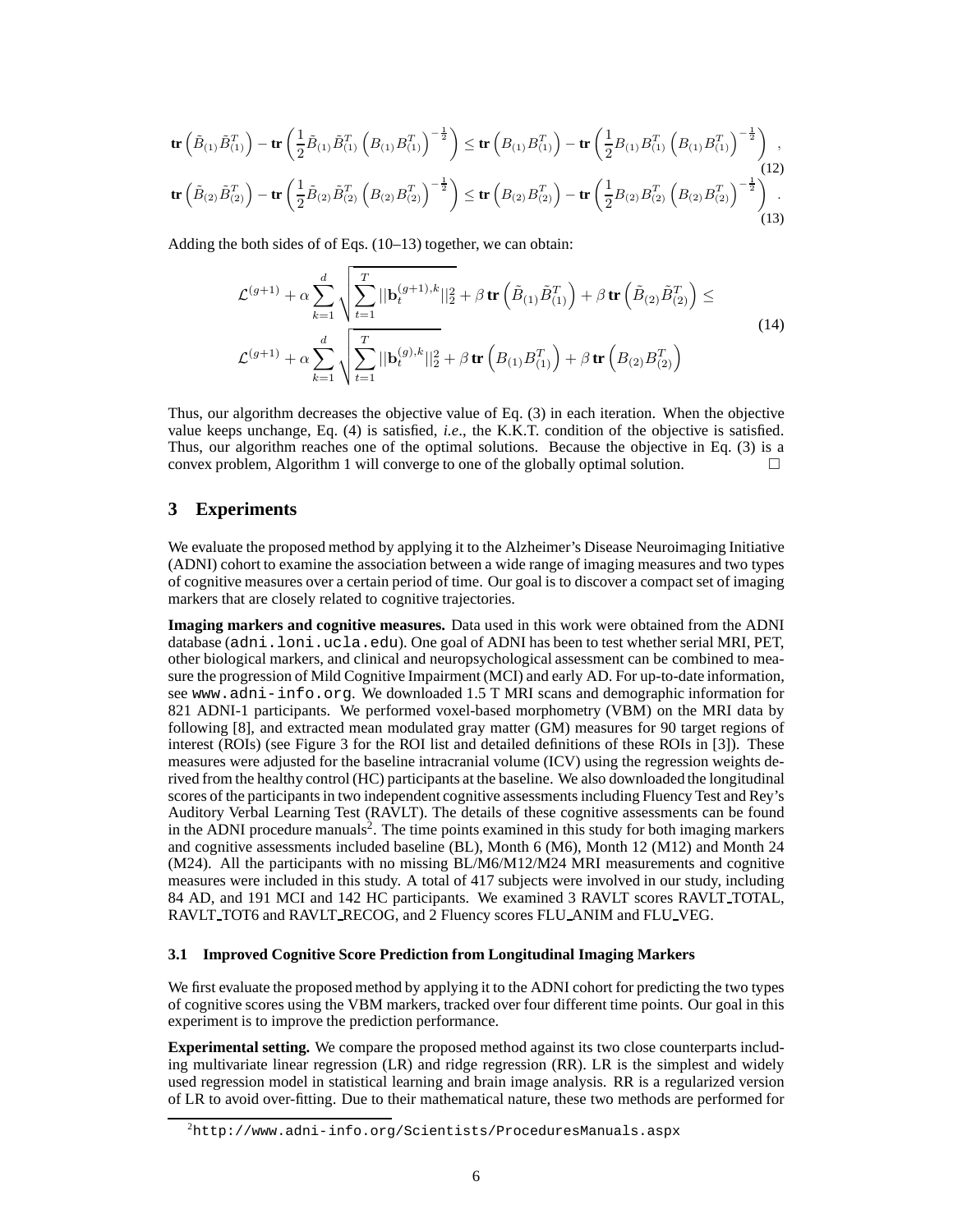$$\mathbf{tr}\left(\tilde{B}_{(1)}\tilde{B}_{(1)}^T\right) - \mathbf{tr}\left(\frac{1}{2}\tilde{B}_{(1)}\tilde{B}_{(1)}^T\left(B_{(1)}B_{(1)}^T\right)^{-\frac{1}{2}}\right) \leq \mathbf{tr}\left(B_{(1)}B_{(1)}^T\right) - \mathbf{tr}\left(\frac{1}{2}B_{(1)}B_{(1)}^T\left(B_{(1)}B_{(1)}^T\right)^{-\frac{1}{2}}\right), \tag{12}$$

$$\mathbf{tr}\left(\tilde{B}_{(2)}\tilde{B}_{(2)}^T\right) - \mathbf{tr}\left(\frac{1}{2}\tilde{B}_{(2)}\tilde{B}_{(2)}^T\left(B_{(2)}B_{(2)}^T\right)^{-\frac{1}{2}}\right) \leq \mathbf{tr}\left(B_{(2)}B_{(2)}^T\right) - \mathbf{tr}\left(\frac{1}{2}B_{(2)}B_{(2)}^T\left(B_{(2)}B_{(2)}^T\right)^{-\frac{1}{2}}\right). \tag{13}$$

Adding the both sides of of Eqs. (10–13) together, we can obtain:

$$\begin{aligned}
&\mathcal{L}^{(g+1)} + \alpha\sum_{k=1}^{d}\sqrt{\sum_{t=1}^{T}||\mathbf{b}_t^{(g+1),k}||_2^2} + \beta\,\mathbf{tr}\left(\tilde{B}_{(1)}\tilde{B}_{(1)}^T\right) + \beta\,\mathbf{tr}\left(\tilde{B}_{(2)}\tilde{B}_{(2)}^T\right) \leq \\
&\mathcal{L}^{(g+1)} + \alpha\sum_{k=1}^{d}\sqrt{\sum_{t=1}^{T}||\mathbf{b}_t^{(g),k}||_2^2} + \beta\,\mathbf{tr}\left(B_{(1)}B_{(1)}^T\right) + \beta\,\mathbf{tr}\left(B_{(2)}B_{(2)}^T\right)
\end{aligned} \tag{14}$$

Thus, our algorithm decreases the objective value of Eq. (3) in each iteration. When the objective value keeps unchange, Eq. (4) is satisfied, *i.e*., the K.K.T. condition of the objective is satisfied. Thus, our algorithm reaches one of the optimal solutions. Because the objective in Eq. (3) is a convex problem, Algorithm 1 will converge to one of the globally optimal solution. □

## 3 Experiments

We evaluate the proposed method by applying it to the Alzheimer's Disease Neuroimaging Initiative (ADNI) cohort to examine the association between a wide range of imaging measures and two types of cognitive measures over a certain period of time. Our goal is to discover a compact set of imaging markers that are closely related to cognitive trajectories.

**Imaging markers and cognitive measures.** Data used in this work were obtained from the ADNI database (adni.loni.ucla.edu). One goal of ADNI has been to test whether serial MRI, PET, other biological markers, and clinical and neuropsychological assessment can be combined to measure the progression of Mild Cognitive Impairment (MCI) and early AD. For up-to-date information, see www.adni-info.org. We downloaded 1.5 T MRI scans and demographic information for 821 ADNI-1 participants. We performed voxel-based morphometry (VBM) on the MRI data by following [8], and extracted mean modulated gray matter (GM) measures for 90 target regions of interest (ROIs) (see Figure 3 for the ROI list and detailed definitions of these ROIs in [3]). These measures were adjusted for the baseline intracranial volume (ICV) using the regression weights derived from the healthy control (HC) participants at the baseline. We also downloaded the longitudinal scores of the participants in two independent cognitive assessments including Fluency Test and Rey's Auditory Verbal Learning Test (RAVLT). The details of these cognitive assessments can be found in the ADNI procedure manuals[2]. The time points examined in this study for both imaging markers and cognitive assessments included baseline (BL), Month 6 (M6), Month 12 (M12) and Month 24 (M24). All the participants with no missing BL/M6/M12/M24 MRI measurements and cognitive measures were included in this study. A total of 417 subjects were involved in our study, including 84 AD, and 191 MCI and 142 HC participants. We examined 3 RAVLT scores RAVLT_TOTAL, RAVLT_TOT6 and RAVLT_RECOG, and 2 Fluency scores FLU_ANIM and FLU_VEG.

### 3.1 Improved Cognitive Score Prediction from Longitudinal Imaging Markers

We first evaluate the proposed method by applying it to the ADNI cohort for predicting the two types of cognitive scores using the VBM markers, tracked over four different time points. Our goal in this experiment is to improve the prediction performance.

**Experimental setting.** We compare the proposed method against its two close counterparts including multivariate linear regression (LR) and ridge regression (RR). LR is the simplest and widely used regression model in statistical learning and brain image analysis. RR is a regularized version of LR to avoid over-fitting. Due to their mathematical nature, these two methods are performed for

[2]http://www.adni-info.org/Scientists/ProceduresManuals.aspx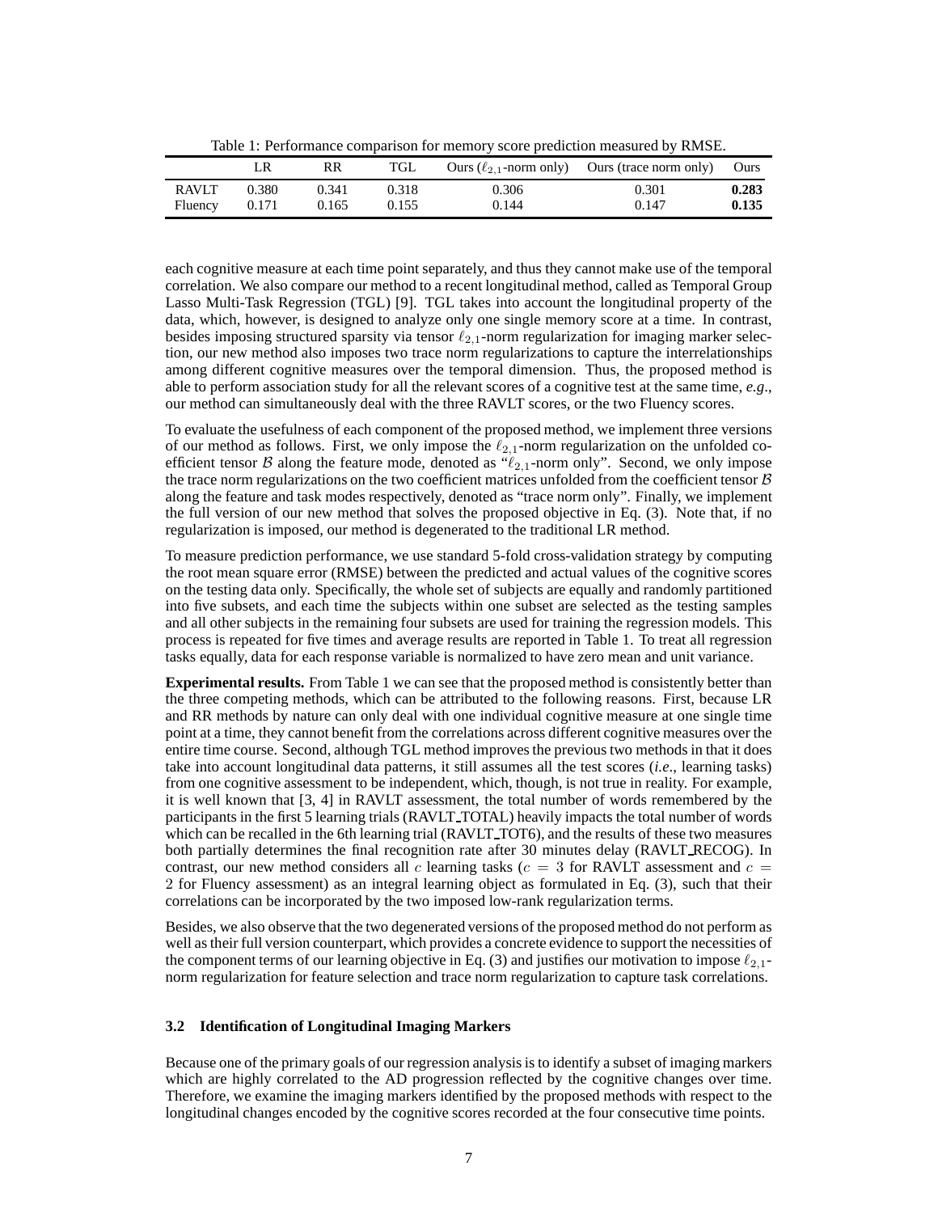Table 1: Performance comparison for memory score prediction measured by RMSE.

| | LR | RR | TGL | Ours ($\ell_{2,1}$-norm only) | Ours (trace norm only) | Ours |
|---|---|---|---|---|---|---|
| RAVLT | 0.380 | 0.341 | 0.318 | 0.306 | 0.301 | **0.283** |
| Fluency | 0.171 | 0.165 | 0.155 | 0.144 | 0.147 | **0.135** |

each cognitive measure at each time point separately, and thus they cannot make use of the temporal correlation. We also compare our method to a recent longitudinal method, called as Temporal Group Lasso Multi-Task Regression (TGL) [9]. TGL takes into account the longitudinal property of the data, which, however, is designed to analyze only one single memory score at a time. In contrast, besides imposing structured sparsity via tensor $\ell_{2,1}$-norm regularization for imaging marker selection, our new method also imposes two trace norm regularizations to capture the interrelationships among different cognitive measures over the temporal dimension. Thus, the proposed method is able to perform association study for all the relevant scores of a cognitive test at the same time, *e.g*., our method can simultaneously deal with the three RAVLT scores, or the two Fluency scores.

To evaluate the usefulness of each component of the proposed method, we implement three versions of our method as follows. First, we only impose the $\ell_{2,1}$-norm regularization on the unfolded coefficient tensor $\mathcal{B}$ along the feature mode, denoted as "$\ell_{2,1}$-norm only". Second, we only impose the trace norm regularizations on the two coefficient matrices unfolded from the coefficient tensor $\mathcal{B}$ along the feature and task modes respectively, denoted as "trace norm only". Finally, we implement the full version of our new method that solves the proposed objective in Eq. (3). Note that, if no regularization is imposed, our method is degenerated to the traditional LR method.

To measure prediction performance, we use standard 5-fold cross-validation strategy by computing the root mean square error (RMSE) between the predicted and actual values of the cognitive scores on the testing data only. Specifically, the whole set of subjects are equally and randomly partitioned into five subsets, and each time the subjects within one subset are selected as the testing samples and all other subjects in the remaining four subsets are used for training the regression models. This process is repeated for five times and average results are reported in Table 1. To treat all regression tasks equally, data for each response variable is normalized to have zero mean and unit variance.

**Experimental results.** From Table 1 we can see that the proposed method is consistently better than the three competing methods, which can be attributed to the following reasons. First, because LR and RR methods by nature can only deal with one individual cognitive measure at one single time point at a time, they cannot benefit from the correlations across different cognitive measures over the entire time course. Second, although TGL method improves the previous two methods in that it does take into account longitudinal data patterns, it still assumes all the test scores (*i.e*., learning tasks) from one cognitive assessment to be independent, which, though, is not true in reality. For example, it is well known that [3, 4] in RAVLT assessment, the total number of words remembered by the participants in the first 5 learning trials (RAVLT_TOTAL) heavily impacts the total number of words which can be recalled in the 6th learning trial (RAVLT_TOT6), and the results of these two measures both partially determines the final recognition rate after 30 minutes delay (RAVLT_RECOG). In contrast, our new method considers all $c$ learning tasks ($c = 3$ for RAVLT assessment and $c = 2$ for Fluency assessment) as an integral learning object as formulated in Eq. (3), such that their correlations can be incorporated by the two imposed low-rank regularization terms.

Besides, we also observe that the two degenerated versions of the proposed method do not perform as well as their full version counterpart, which provides a concrete evidence to support the necessities of the component terms of our learning objective in Eq. (3) and justifies our motivation to impose $\ell_{2,1}$-norm regularization for feature selection and trace norm regularization to capture task correlations.

### 3.2 Identification of Longitudinal Imaging Markers

Because one of the primary goals of our regression analysis is to identify a subset of imaging markers which are highly correlated to the AD progression reflected by the cognitive changes over time. Therefore, we examine the imaging markers identified by the proposed methods with respect to the longitudinal changes encoded by the cognitive scores recorded at the four consecutive time points.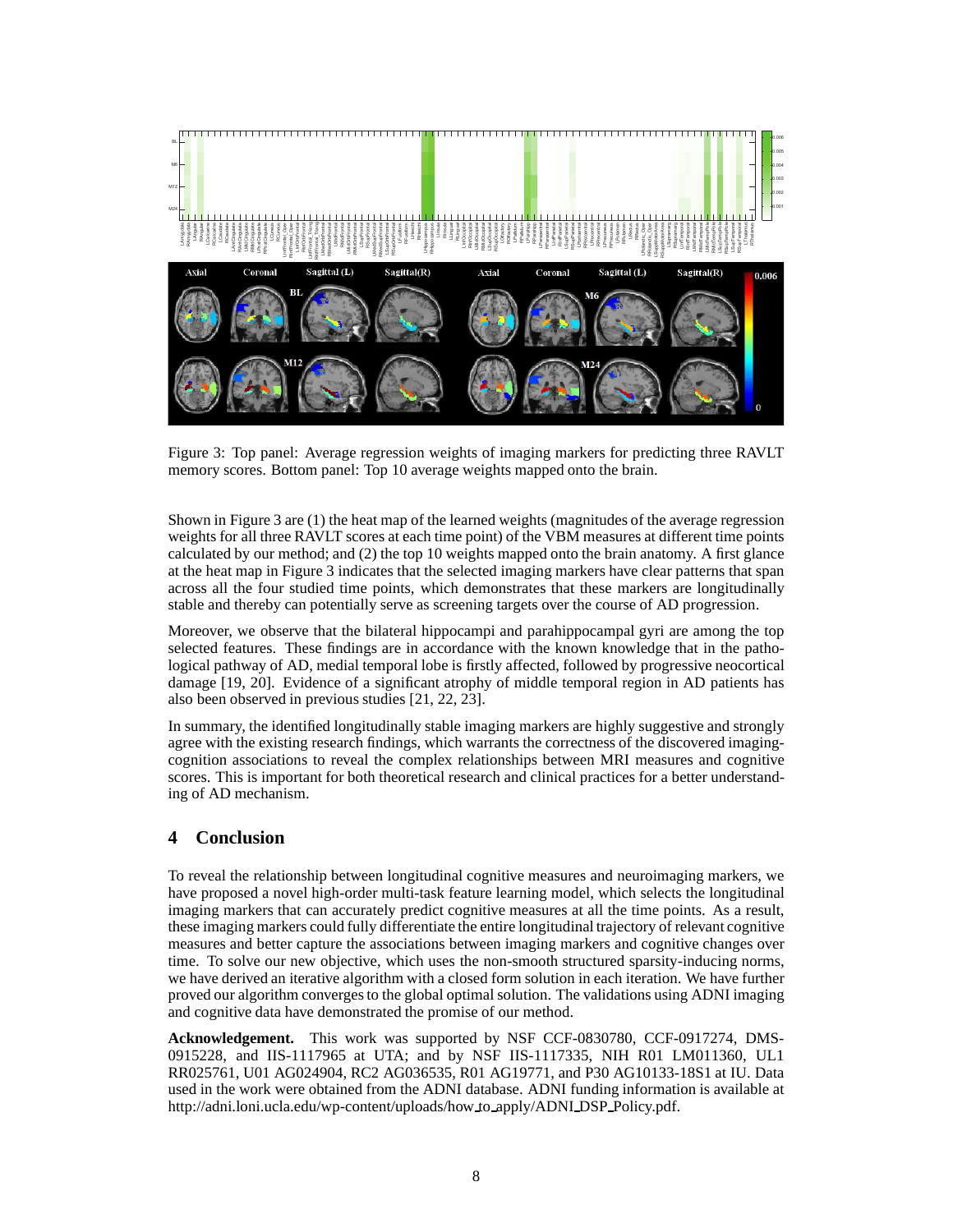Figure 3: Top panel: Average regression weights of imaging markers for predicting three RAVLT memory scores. Bottom panel: Top 10 average weights mapped onto the brain.

Shown in Figure 3 are (1) the heat map of the learned weights (magnitudes of the average regression weights for all three RAVLT scores at each time point) of the VBM measures at different time points calculated by our method; and (2) the top 10 weights mapped onto the brain anatomy. A first glance at the heat map in Figure 3 indicates that the selected imaging markers have clear patterns that span across all the four studied time points, which demonstrates that these markers are longitudinally stable and thereby can potentially serve as screening targets over the course of AD progression.

Moreover, we observe that the bilateral hippocampi and parahippocampal gyri are among the top selected features. These findings are in accordance with the known knowledge that in the pathological pathway of AD, medial temporal lobe is firstly affected, followed by progressive neocortical damage [19, 20]. Evidence of a significant atrophy of middle temporal region in AD patients has also been observed in previous studies [21, 22, 23].

In summary, the identified longitudinally stable imaging markers are highly suggestive and strongly agree with the existing research findings, which warrants the correctness of the discovered imaging-cognition associations to reveal the complex relationships between MRI measures and cognitive scores. This is important for both theoretical research and clinical practices for a better understanding of AD mechanism.

## 4 Conclusion

To reveal the relationship between longitudinal cognitive measures and neuroimaging markers, we have proposed a novel high-order multi-task feature learning model, which selects the longitudinal imaging markers that can accurately predict cognitive measures at all the time points. As a result, these imaging markers could fully differentiate the entire longitudinal trajectory of relevant cognitive measures and better capture the associations between imaging markers and cognitive changes over time. To solve our new objective, which uses the non-smooth structured sparsity-inducing norms, we have derived an iterative algorithm with a closed form solution in each iteration. We have further proved our algorithm converges to the global optimal solution. The validations using ADNI imaging and cognitive data have demonstrated the promise of our method.

**Acknowledgement.** This work was supported by NSF CCF-0830780, CCF-0917274, DMS-0915228, and IIS-1117965 at UTA; and by NSF IIS-1117335, NIH R01 LM011360, UL1 RR025761, U01 AG024904, RC2 AG036535, R01 AG19771, and P30 AG10133-18S1 at IU. Data used in the work were obtained from the ADNI database. ADNI funding information is available at http://adni.loni.ucla.edu/wp-content/uploads/how_to_apply/ADNI_DSP_Policy.pdf.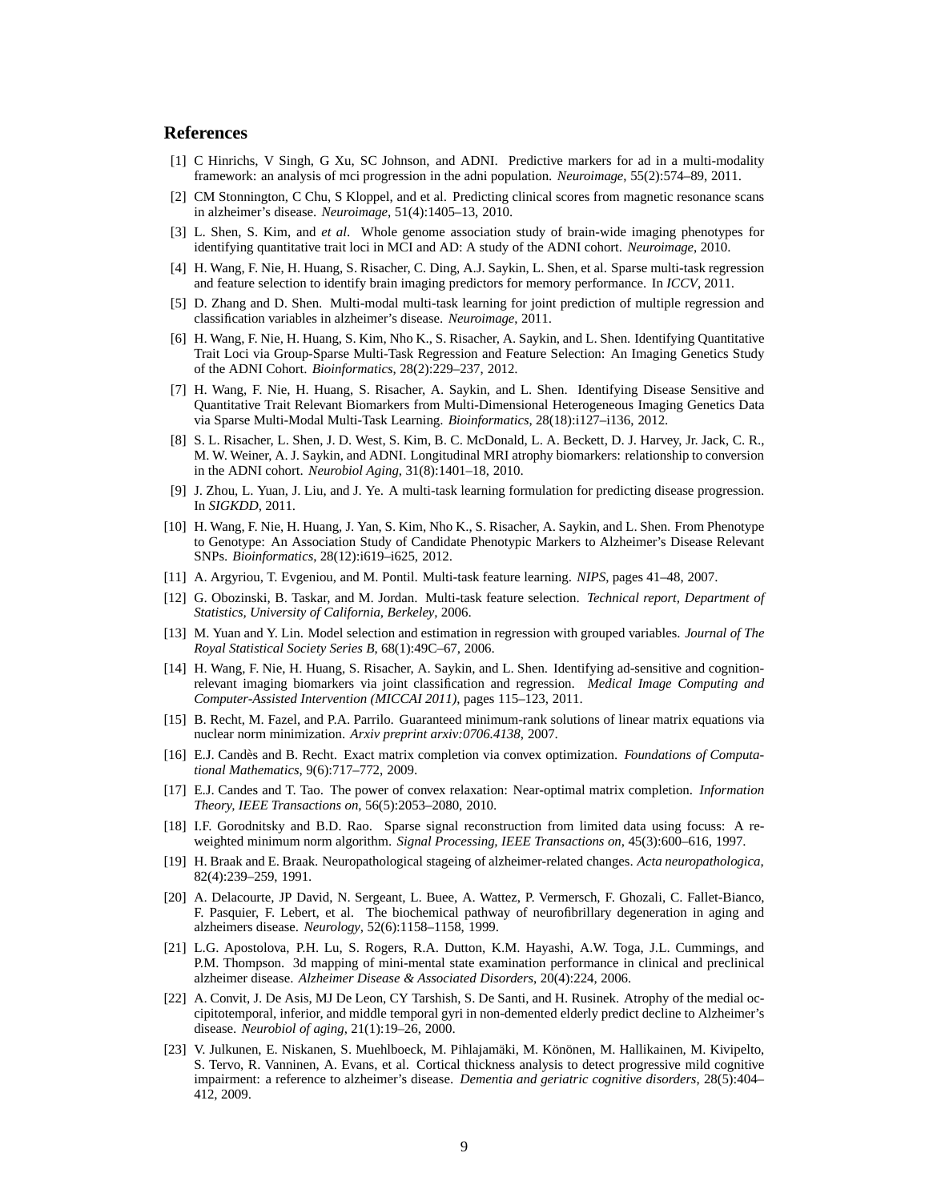## References

[1] C Hinrichs, V Singh, G Xu, SC Johnson, and ADNI. Predictive markers for ad in a multi-modality framework: an analysis of mci progression in the adni population. *Neuroimage*, 55(2):574–89, 2011.

[2] CM Stonnington, C Chu, S Kloppel, and et al. Predicting clinical scores from magnetic resonance scans in alzheimer's disease. *Neuroimage*, 51(4):1405–13, 2010.

[3] L. Shen, S. Kim, and *et al*. Whole genome association study of brain-wide imaging phenotypes for identifying quantitative trait loci in MCI and AD: A study of the ADNI cohort. *Neuroimage*, 2010.

[4] H. Wang, F. Nie, H. Huang, S. Risacher, C. Ding, A.J. Saykin, L. Shen, et al. Sparse multi-task regression and feature selection to identify brain imaging predictors for memory performance. In *ICCV*, 2011.

[5] D. Zhang and D. Shen. Multi-modal multi-task learning for joint prediction of multiple regression and classification variables in alzheimer's disease. *Neuroimage*, 2011.

[6] H. Wang, F. Nie, H. Huang, S. Kim, Nho K., S. Risacher, A. Saykin, and L. Shen. Identifying Quantitative Trait Loci via Group-Sparse Multi-Task Regression and Feature Selection: An Imaging Genetics Study of the ADNI Cohort. *Bioinformatics*, 28(2):229–237, 2012.

[7] H. Wang, F. Nie, H. Huang, S. Risacher, A. Saykin, and L. Shen. Identifying Disease Sensitive and Quantitative Trait Relevant Biomarkers from Multi-Dimensional Heterogeneous Imaging Genetics Data via Sparse Multi-Modal Multi-Task Learning. *Bioinformatics*, 28(18):i127–i136, 2012.

[8] S. L. Risacher, L. Shen, J. D. West, S. Kim, B. C. McDonald, L. A. Beckett, D. J. Harvey, Jr. Jack, C. R., M. W. Weiner, A. J. Saykin, and ADNI. Longitudinal MRI atrophy biomarkers: relationship to conversion in the ADNI cohort. *Neurobiol Aging*, 31(8):1401–18, 2010.

[9] J. Zhou, L. Yuan, J. Liu, and J. Ye. A multi-task learning formulation for predicting disease progression. In *SIGKDD*, 2011.

[10] H. Wang, F. Nie, H. Huang, J. Yan, S. Kim, Nho K., S. Risacher, A. Saykin, and L. Shen. From Phenotype to Genotype: An Association Study of Candidate Phenotypic Markers to Alzheimer's Disease Relevant SNPs. *Bioinformatics*, 28(12):i619–i625, 2012.

[11] A. Argyriou, T. Evgeniou, and M. Pontil. Multi-task feature learning. *NIPS*, pages 41–48, 2007.

[12] G. Obozinski, B. Taskar, and M. Jordan. Multi-task feature selection. *Technical report, Department of Statistics, University of California, Berkeley*, 2006.

[13] M. Yuan and Y. Lin. Model selection and estimation in regression with grouped variables. *Journal of The Royal Statistical Society Series B*, 68(1):49C–67, 2006.

[14] H. Wang, F. Nie, H. Huang, S. Risacher, A. Saykin, and L. Shen. Identifying ad-sensitive and cognition-relevant imaging biomarkers via joint classification and regression. *Medical Image Computing and Computer-Assisted Intervention (MICCAI 2011)*, pages 115–123, 2011.

[15] B. Recht, M. Fazel, and P.A. Parrilo. Guaranteed minimum-rank solutions of linear matrix equations via nuclear norm minimization. *Arxiv preprint arxiv:0706.4138*, 2007.

[16] E.J. Candès and B. Recht. Exact matrix completion via convex optimization. *Foundations of Computational Mathematics*, 9(6):717–772, 2009.

[17] E.J. Candes and T. Tao. The power of convex relaxation: Near-optimal matrix completion. *Information Theory, IEEE Transactions on*, 56(5):2053–2080, 2010.

[18] I.F. Gorodnitsky and B.D. Rao. Sparse signal reconstruction from limited data using focuss: A re-weighted minimum norm algorithm. *Signal Processing, IEEE Transactions on*, 45(3):600–616, 1997.

[19] H. Braak and E. Braak. Neuropathological stageing of alzheimer-related changes. *Acta neuropathologica*, 82(4):239–259, 1991.

[20] A. Delacourte, JP David, N. Sergeant, L. Buee, A. Wattez, P. Vermersch, F. Ghozali, C. Fallet-Bianco, F. Pasquier, F. Lebert, et al. The biochemical pathway of neurofibrillary degeneration in aging and alzheimers disease. *Neurology*, 52(6):1158–1158, 1999.

[21] L.G. Apostolova, P.H. Lu, S. Rogers, R.A. Dutton, K.M. Hayashi, A.W. Toga, J.L. Cummings, and P.M. Thompson. 3d mapping of mini-mental state examination performance in clinical and preclinical alzheimer disease. *Alzheimer Disease & Associated Disorders*, 20(4):224, 2006.

[22] A. Convit, J. De Asis, MJ De Leon, CY Tarshish, S. De Santi, and H. Rusinek. Atrophy of the medial occipitotemporal, inferior, and middle temporal gyri in non-demented elderly predict decline to Alzheimer's disease. *Neurobiol of aging*, 21(1):19–26, 2000.

[23] V. Julkunen, E. Niskanen, S. Muehlboeck, M. Pihlajamäki, M. Könönen, M. Hallikainen, M. Kivipelto, S. Tervo, R. Vanninen, A. Evans, et al. Cortical thickness analysis to detect progressive mild cognitive impairment: a reference to alzheimer's disease. *Dementia and geriatric cognitive disorders*, 28(5):404–412, 2009.